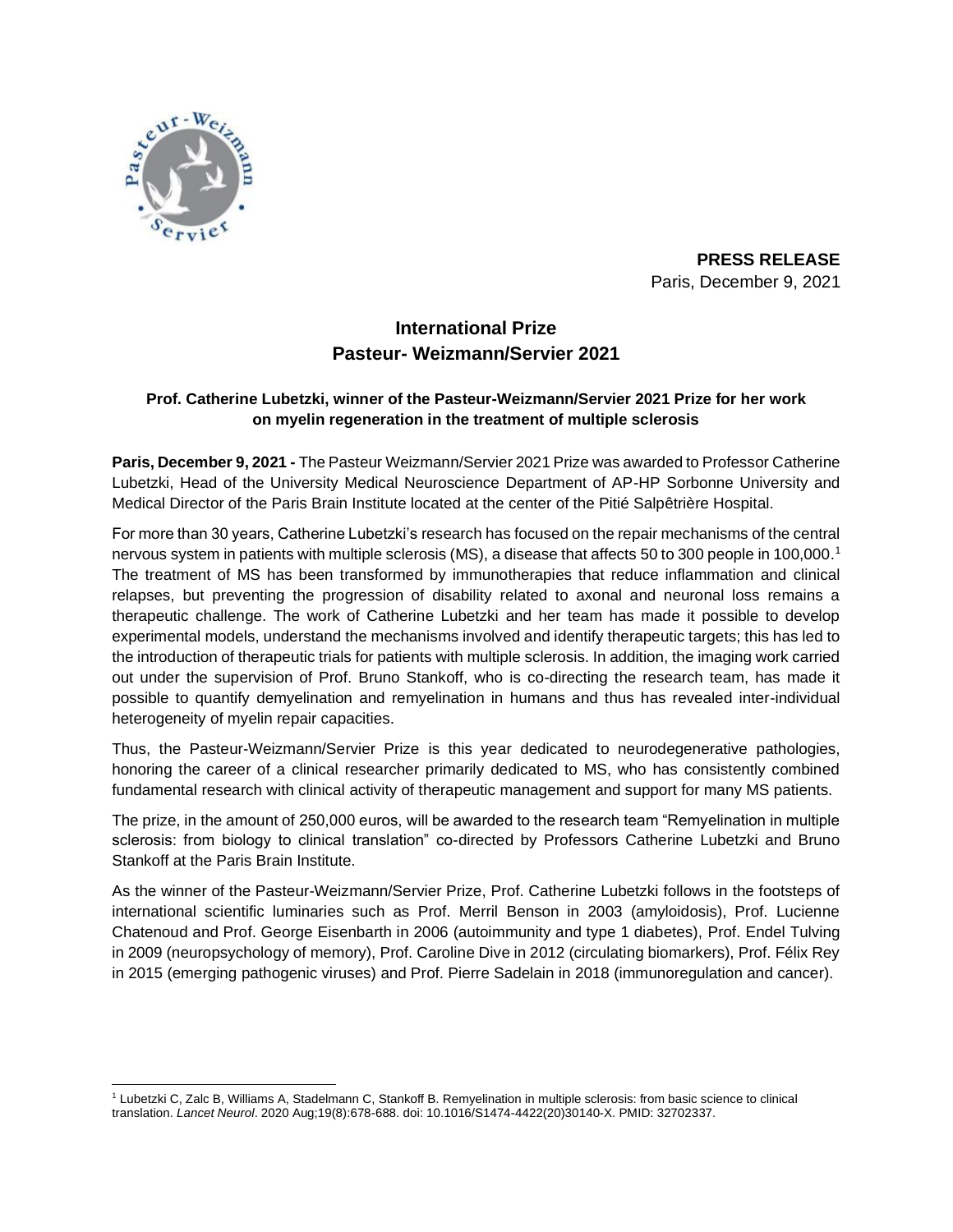**PRESS RELEASE**
Paris, December 9, 2021

# International Prize
# Pasteur- Weizmann/Servier 2021

### Prof. Catherine Lubetzki, winner of the Pasteur-Weizmann/Servier 2021 Prize for her work on myelin regeneration in the treatment of multiple sclerosis

**Paris, December 9, 2021 -** The Pasteur Weizmann/Servier 2021 Prize was awarded to Professor Catherine Lubetzki, Head of the University Medical Neuroscience Department of AP-HP Sorbonne University and Medical Director of the Paris Brain Institute located at the center of the Pitié Salpêtrière Hospital.

For more than 30 years, Catherine Lubetzki's research has focused on the repair mechanisms of the central nervous system in patients with multiple sclerosis (MS), a disease that affects 50 to 300 people in 100,000.[1] The treatment of MS has been transformed by immunotherapies that reduce inflammation and clinical relapses, but preventing the progression of disability related to axonal and neuronal loss remains a therapeutic challenge. The work of Catherine Lubetzki and her team has made it possible to develop experimental models, understand the mechanisms involved and identify therapeutic targets; this has led to the introduction of therapeutic trials for patients with multiple sclerosis. In addition, the imaging work carried out under the supervision of Prof. Bruno Stankoff, who is co-directing the research team, has made it possible to quantify demyelination and remyelination in humans and thus has revealed inter-individual heterogeneity of myelin repair capacities.

Thus, the Pasteur-Weizmann/Servier Prize is this year dedicated to neurodegenerative pathologies, honoring the career of a clinical researcher primarily dedicated to MS, who has consistently combined fundamental research with clinical activity of therapeutic management and support for many MS patients.

The prize, in the amount of 250,000 euros, will be awarded to the research team "Remyelination in multiple sclerosis: from biology to clinical translation" co-directed by Professors Catherine Lubetzki and Bruno Stankoff at the Paris Brain Institute.

As the winner of the Pasteur-Weizmann/Servier Prize, Prof. Catherine Lubetzki follows in the footsteps of international scientific luminaries such as Prof. Merril Benson in 2003 (amyloidosis), Prof. Lucienne Chatenoud and Prof. George Eisenbarth in 2006 (autoimmunity and type 1 diabetes), Prof. Endel Tulving in 2009 (neuropsychology of memory), Prof. Caroline Dive in 2012 (circulating biomarkers), Prof. Félix Rey in 2015 (emerging pathogenic viruses) and Prof. Pierre Sadelain in 2018 (immunoregulation and cancer).

---

[1] Lubetzki C, Zalc B, Williams A, Stadelmann C, Stankoff B. Remyelination in multiple sclerosis: from basic science to clinical translation. *Lancet Neurol*. 2020 Aug;19(8):678-688. doi: 10.1016/S1474-4422(20)30140-X. PMID: 32702337.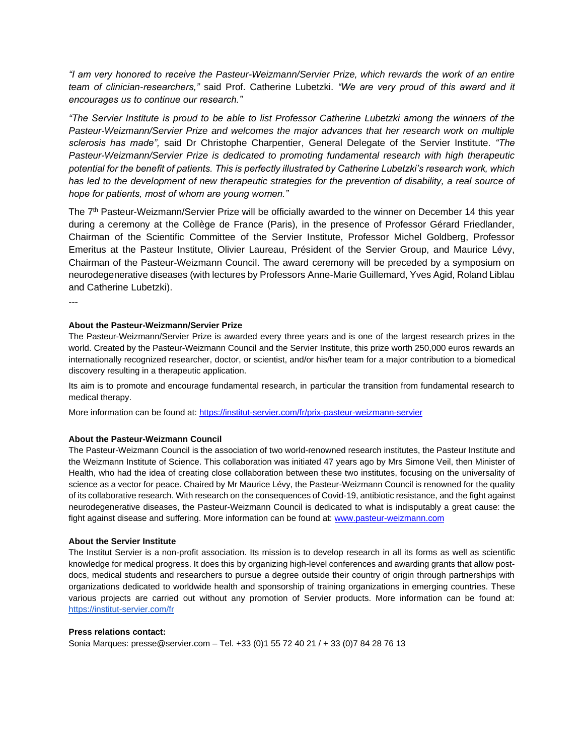*"I am very honored to receive the Pasteur-Weizmann/Servier Prize, which rewards the work of an entire team of clinician-researchers,"* said Prof. Catherine Lubetzki. *"We are very proud of this award and it encourages us to continue our research."*

*"The Servier Institute is proud to be able to list Professor Catherine Lubetzki among the winners of the Pasteur-Weizmann/Servier Prize and welcomes the major advances that her research work on multiple sclerosis has made",* said Dr Christophe Charpentier, General Delegate of the Servier Institute. *"The Pasteur-Weizmann/Servier Prize is dedicated to promoting fundamental research with high therapeutic potential for the benefit of patients. This is perfectly illustrated by Catherine Lubetzki's research work, which has led to the development of new therapeutic strategies for the prevention of disability, a real source of hope for patients, most of whom are young women."*

The 7th Pasteur-Weizmann/Servier Prize will be officially awarded to the winner on December 14 this year during a ceremony at the Collège de France (Paris), in the presence of Professor Gérard Friedlander, Chairman of the Scientific Committee of the Servier Institute, Professor Michel Goldberg, Professor Emeritus at the Pasteur Institute, Olivier Laureau, Président of the Servier Group, and Maurice Lévy, Chairman of the Pasteur-Weizmann Council. The award ceremony will be preceded by a symposium on neurodegenerative diseases (with lectures by Professors Anne-Marie Guillemard, Yves Agid, Roland Liblau and Catherine Lubetzki).

---

**About the Pasteur-Weizmann/Servier Prize**

The Pasteur-Weizmann/Servier Prize is awarded every three years and is one of the largest research prizes in the world. Created by the Pasteur-Weizmann Council and the Servier Institute, this prize worth 250,000 euros rewards an internationally recognized researcher, doctor, or scientist, and/or his/her team for a major contribution to a biomedical discovery resulting in a therapeutic application.

Its aim is to promote and encourage fundamental research, in particular the transition from fundamental research to medical therapy.

More information can be found at: https://institut-servier.com/fr/prix-pasteur-weizmann-servier

**About the Pasteur-Weizmann Council**

The Pasteur-Weizmann Council is the association of two world-renowned research institutes, the Pasteur Institute and the Weizmann Institute of Science. This collaboration was initiated 47 years ago by Mrs Simone Veil, then Minister of Health, who had the idea of creating close collaboration between these two institutes, focusing on the universality of science as a vector for peace. Chaired by Mr Maurice Lévy, the Pasteur-Weizmann Council is renowned for the quality of its collaborative research. With research on the consequences of Covid-19, antibiotic resistance, and the fight against neurodegenerative diseases, the Pasteur-Weizmann Council is dedicated to what is indisputably a great cause: the fight against disease and suffering. More information can be found at: www.pasteur-weizmann.com

**About the Servier Institute**

The Institut Servier is a non-profit association. Its mission is to develop research in all its forms as well as scientific knowledge for medical progress. It does this by organizing high-level conferences and awarding grants that allow post-docs, medical students and researchers to pursue a degree outside their country of origin through partnerships with organizations dedicated to worldwide health and sponsorship of training organizations in emerging countries. These various projects are carried out without any promotion of Servier products. More information can be found at: https://institut-servier.com/fr

**Press relations contact:**

Sonia Marques: presse@servier.com – Tel. +33 (0)1 55 72 40 21 / + 33 (0)7 84 28 76 13